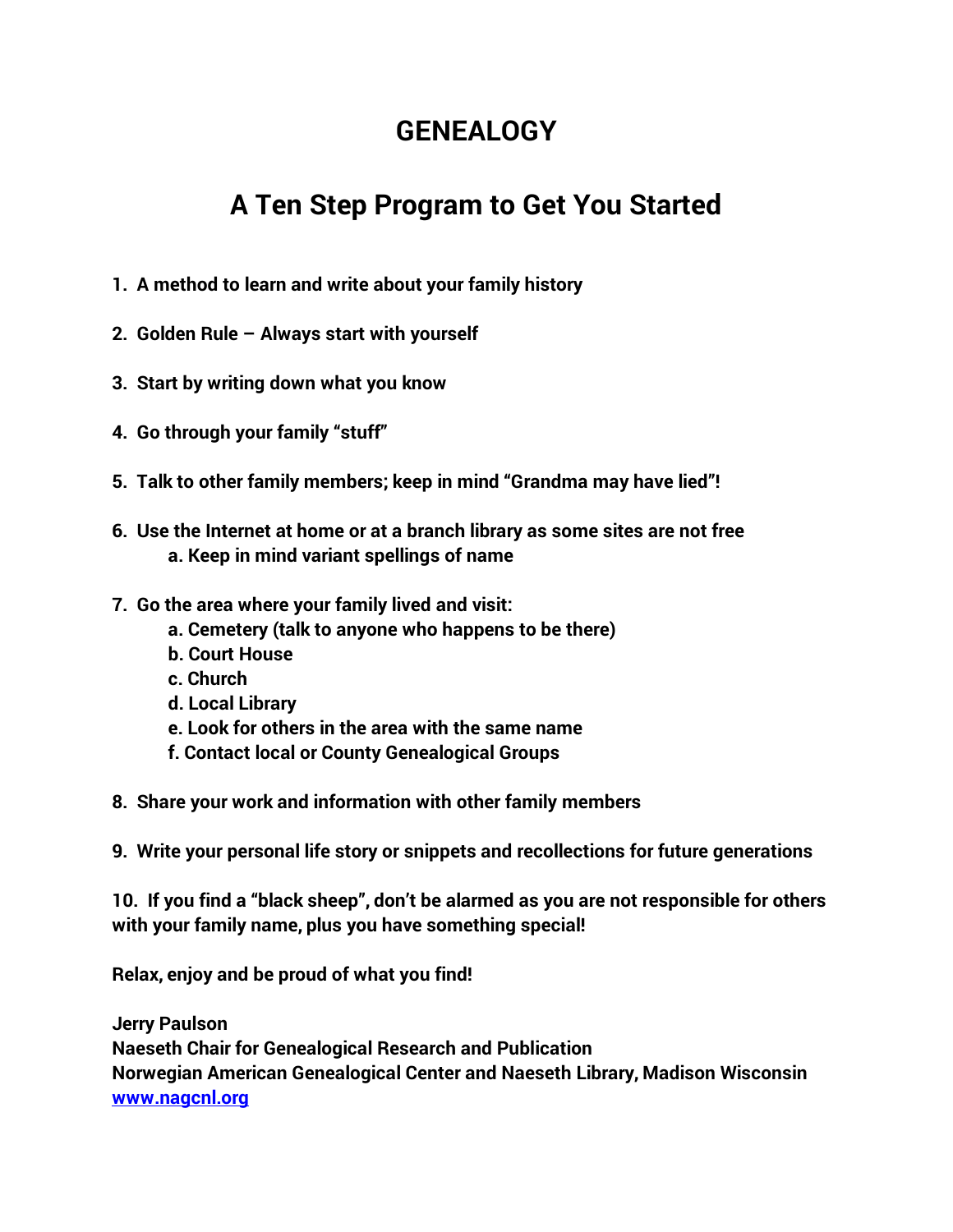# GENEALOGY

## A Ten Step Program to Get You Started

1. **A method to learn and write about your family history**

2. **Golden Rule – Always start with yourself**

3. **Start by writing down what you know**

4. **Go through your family "stuff"**

5. **Talk to other family members; keep in mind "Grandma may have lied"!**

6. **Use the Internet at home or at a branch library as some sites are not free**
   - **a. Keep in mind variant spellings of name**

7. **Go the area where your family lived and visit:**
   - **a. Cemetery (talk to anyone who happens to be there)**
   - **b. Court House**
   - **c. Church**
   - **d. Local Library**
   - **e. Look for others in the area with the same name**
   - **f. Contact local or County Genealogical Groups**

8. **Share your work and information with other family members**

9. **Write your personal life story or snippets and recollections for future generations**

10. **If you find a "black sheep", don't be alarmed as you are not responsible for others with your family name, plus you have something special!**

**Relax, enjoy and be proud of what you find!**

**Jerry Paulson**
**Naeseth Chair for Genealogical Research and Publication**
**Norwegian American Genealogical Center and Naeseth Library, Madison Wisconsin**
**[www.nagcnl.org](http://www.nagcnl.org)**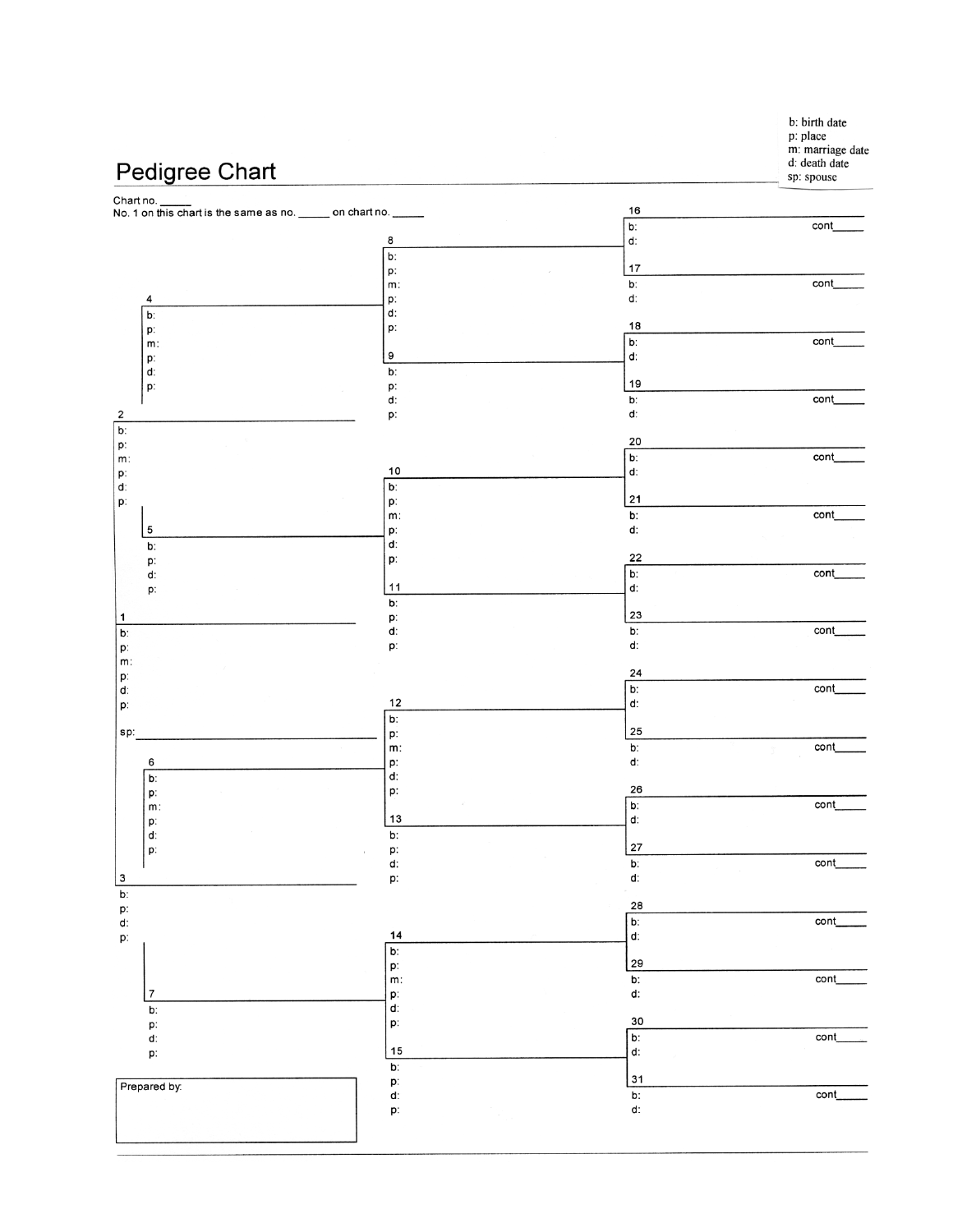b: birth date
p: place
m: marriage date
d: death date
sp: spouse

# Pedigree Chart

Chart no. _____
No. 1 on this chart is the same as no. _____ on chart no. _____

16
b: cont_____
d:

8
b:
p:
m:
p:
d:
p:

17
b: cont_____
d:

4
b:
p:
m:
p:
d:
p:

18
b: cont_____
d:

9
b:
p:
d:
p:

19
b: cont_____
d:

2
b:
p:
m:
p:
d:
p:

20
b: cont_____
d:

10
b:
p:
m:
p:
d:
p:

21
b: cont_____
d:

5
b:
p:
d:
p:

22
b: cont_____
d:

11
b:
p:
d:
p:

23
b: cont_____
d:

1
b:
p:
m:
p:
d:
p:

sp: ____________________

24
b: cont_____
d:

12
b:
p:
m:
p:
d:
p:

25
b: cont_____
d:

6
b:
p:
m:
p:
d:
p:

26
b: cont_____
d:

13
b:
p:
d:
p:

27
b: cont_____
d:

3
b:
p:
d:
p:

28
b: cont_____
d:

14
b:
p:
m:
p:
d:
p:

29
b: cont_____
d:

7
b:
p:
d:
p:

30
b: cont_____
d:

15
b:
p:
d:
p:

31
b: cont_____
d:

Prepared by: